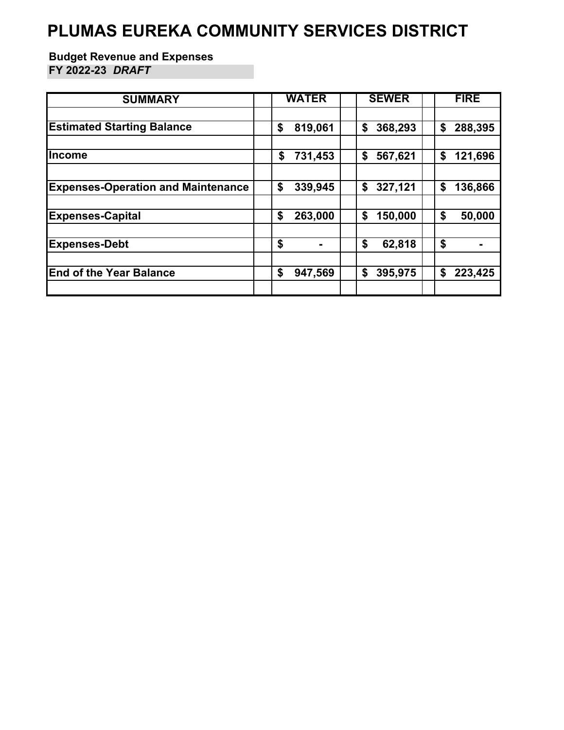# PLUMAS EUREKA COMMUNITY SERVICES DISTRICT

**Budget Revenue and Expenses**
**FY 2022-23** ***DRAFT***

| SUMMARY | WATER | SEWER | FIRE |
|---|---|---|---|
| **Estimated Starting Balance** | **$ 819,061** | **$ 368,293** | **$ 288,395** |
| **Income** | **$ 731,453** | **$ 567,621** | **$ 121,696** |
| **Expenses-Operation and Maintenance** | **$ 339,945** | **$ 327,121** | **$ 136,866** |
| **Expenses-Capital** | **$ 263,000** | **$ 150,000** | **$ 50,000** |
| **Expenses-Debt** | **$ -** | **$ 62,818** | **$ -** |
| **End of the Year Balance** | **$ 947,569** | **$ 395,975** | **$ 223,425** |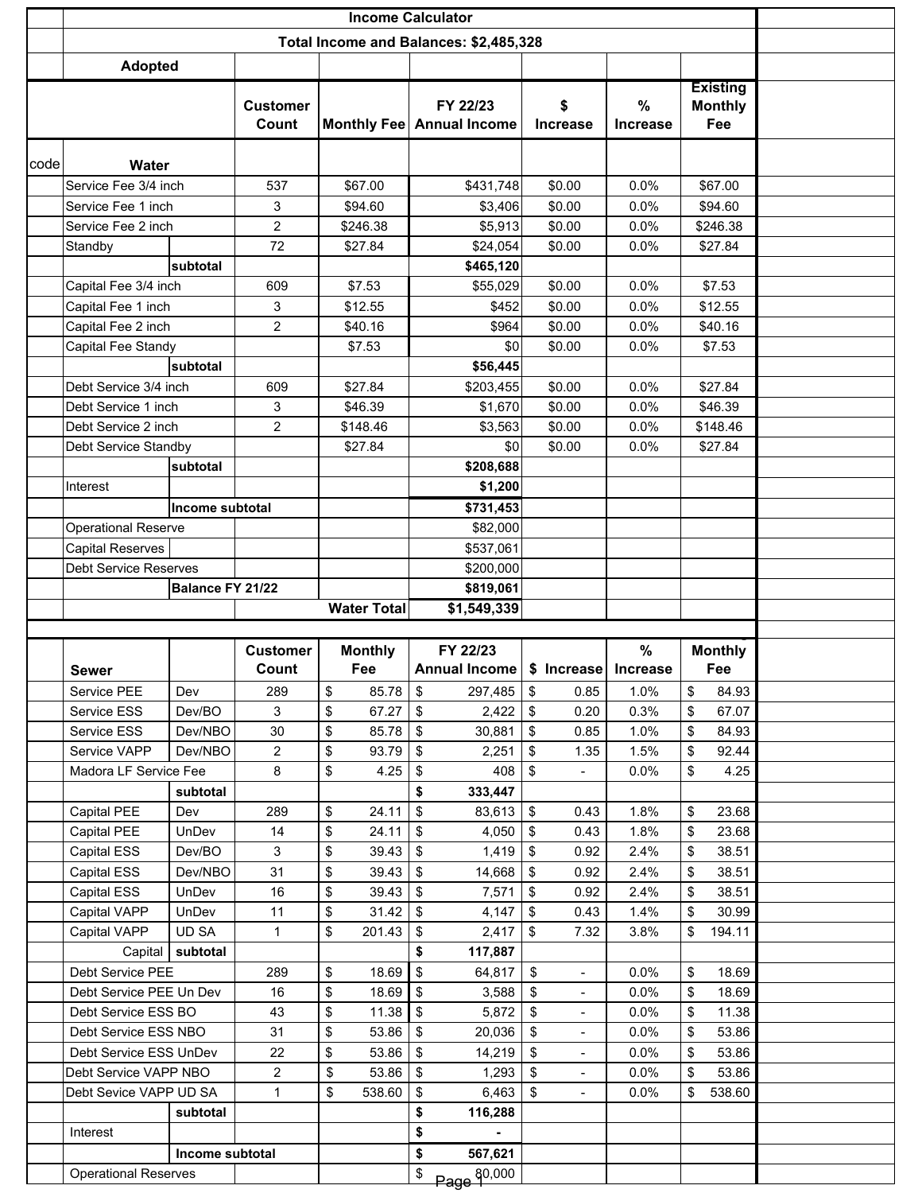# Income Calculator

**Total Income and Balances: $2,485,328**

**Adopted**

| code | Water | | Customer Count | Monthly Fee | FY 22/23 Annual Income | $ Increase | % Increase | Existing Monthly Fee |
|---|---|---|---|---|---|---|---|---|
| | Service Fee 3/4 inch | | 537 | $67.00 | $431,748 | $0.00 | 0.0% | $67.00 |
| | Service Fee 1 inch | | 3 | $94.60 | $3,406 | $0.00 | 0.0% | $94.60 |
| | Service Fee 2 inch | | 2 | $246.38 | $5,913 | $0.00 | 0.0% | $246.38 |
| | Standby | | 72 | $27.84 | $24,054 | $0.00 | 0.0% | $27.84 |
| | | subtotal | | | **$465,120** | | | |
| | Capital Fee 3/4 inch | | 609 | $7.53 | $55,029 | $0.00 | 0.0% | $7.53 |
| | Capital Fee 1 inch | | 3 | $12.55 | $452 | $0.00 | 0.0% | $12.55 |
| | Capital Fee 2 inch | | 2 | $40.16 | $964 | $0.00 | 0.0% | $40.16 |
| | Capital Fee Standy | | | $7.53 | $0 | $0.00 | 0.0% | $7.53 |
| | | subtotal | | | **$56,445** | | | |
| | Debt Service 3/4 inch | | 609 | $27.84 | $203,455 | $0.00 | 0.0% | $27.84 |
| | Debt Service 1 inch | | 3 | $46.39 | $1,670 | $0.00 | 0.0% | $46.39 |
| | Debt Service 2 inch | | 2 | $148.46 | $3,563 | $0.00 | 0.0% | $148.46 |
| | Debt Service Standby | | | $27.84 | $0 | $0.00 | 0.0% | $27.84 |
| | | subtotal | | | **$208,688** | | | |
| | Interest | | | | **$1,200** | | | |
| | | Income subtotal | | | **$731,453** | | | |
| | Operational Reserve | | | | $82,000 | | | |
| | Capital Reserves | | | | $537,061 | | | |
| | Debt Service Reserves | | | | $200,000 | | | |
| | | Balance FY 21/22 | | | **$819,061** | | | |
| | | | | Water Total | **$1,549,339** | | | |

| Sewer | | Customer Count | Monthly Fee | FY 22/23 Annual Income | $ Increase | % Increase | Monthly Fee |
|---|---|---|---|---|---|---|---|
| Service PEE | Dev | 289 | $ 85.78 | $ 297,485 | $ 0.85 | 1.0% | $ 84.93 |
| Service ESS | Dev/BO | 3 | $ 67.27 | $ 2,422 | $ 0.20 | 0.3% | $ 67.07 |
| Service ESS | Dev/NBO | 30 | $ 85.78 | $ 30,881 | $ 0.85 | 1.0% | $ 84.93 |
| Service VAPP | Dev/NBO | 2 | $ 93.79 | $ 2,251 | $ 1.35 | 1.5% | $ 92.44 |
| Madora LF Service Fee | | 8 | $ 4.25 | $ 408 | $ - | 0.0% | $ 4.25 |
| | subtotal | | | **$ 333,447** | | | |
| Capital PEE | Dev | 289 | $ 24.11 | $ 83,613 | $ 0.43 | 1.8% | $ 23.68 |
| Capital PEE | UnDev | 14 | $ 24.11 | $ 4,050 | $ 0.43 | 1.8% | $ 23.68 |
| Capital ESS | Dev/BO | 3 | $ 39.43 | $ 1,419 | $ 0.92 | 2.4% | $ 38.51 |
| Capital ESS | Dev/NBO | 31 | $ 39.43 | $ 14,668 | $ 0.92 | 2.4% | $ 38.51 |
| Capital ESS | UnDev | 16 | $ 39.43 | $ 7,571 | $ 0.92 | 2.4% | $ 38.51 |
| Capital VAPP | UnDev | 11 | $ 31.42 | $ 4,147 | $ 0.43 | 1.4% | $ 30.99 |
| Capital VAPP | UD SA | 1 | $ 201.43 | $ 2,417 | $ 7.32 | 3.8% | $ 194.11 |
| Capital | subtotal | | | **$ 117,887** | | | |
| Debt Service PEE | | 289 | $ 18.69 | $ 64,817 | $ - | 0.0% | $ 18.69 |
| Debt Service PEE Un Dev | | 16 | $ 18.69 | $ 3,588 | $ - | 0.0% | $ 18.69 |
| Debt Service ESS BO | | 43 | $ 11.38 | $ 5,872 | $ - | 0.0% | $ 11.38 |
| Debt Service ESS NBO | | 31 | $ 53.86 | $ 20,036 | $ - | 0.0% | $ 53.86 |
| Debt Service ESS UnDev | | 22 | $ 53.86 | $ 14,219 | $ - | 0.0% | $ 53.86 |
| Debt Service VAPP NBO | | 2 | $ 53.86 | $ 1,293 | $ - | 0.0% | $ 53.86 |
| Debt Sevice VAPP UD SA | | 1 | $ 538.60 | $ 6,463 | $ - | 0.0% | $ 538.60 |
| | subtotal | | | **$ 116,288** | | | |
| Interest | | | | **$ -** | | | |
| | Income subtotal | | | **$ 567,621** | | | |
| Operational Reserves | | | | $ 80,000 | | | |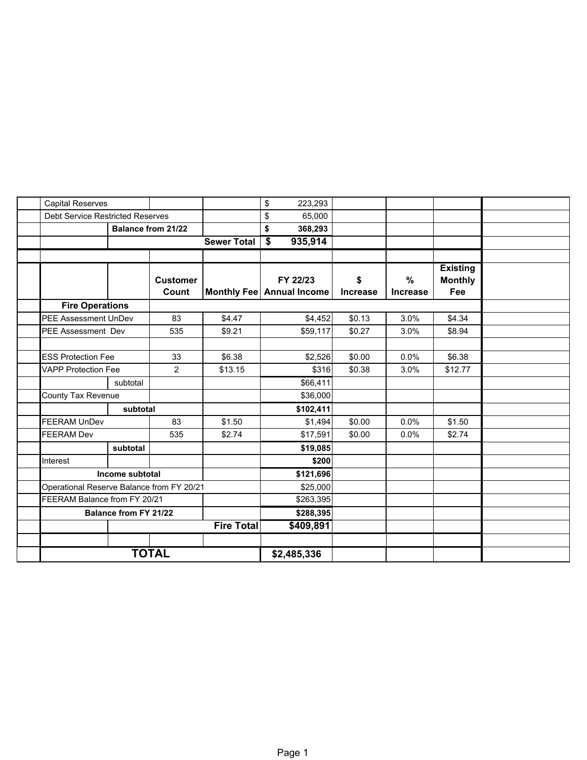| | | | | | | | |
|---|---|---|---|---|---|---|---|
| Capital Reserves | | | | $ 223,293 | | | |
| Debt Service Restricted Reserves | | | | $ 65,000 | | | |
| | **Balance from 21/22** | | | **$ 368,293** | | | |
| | | | **Sewer Total** | **$ 935,914** | | | |
| | | | | | | | |
| | | **Customer Count** | **Monthly Fee** | **FY 22/23 Annual Income** | **$ Increase** | **% Increase** | **Existing Monthly Fee** |
| **Fire Operations** | | | | | | | |
| PEE Assessment UnDev | | 83 | $4.47 | $4,452 | $0.13 | 3.0% | $4.34 |
| PEE Assessment Dev | | 535 | $9.21 | $59,117 | $0.27 | 3.0% | $8.94 |
| | | | | | | | |
| ESS Protection Fee | | 33 | $6.38 | $2,526 | $0.00 | 0.0% | $6.38 |
| VAPP Protection Fee | | 2 | $13.15 | $316 | $0.38 | 3.0% | $12.77 |
| | subtotal | | | $66,411 | | | |
| County Tax Revenue | | | | $36,000 | | | |
| | **subtotal** | | | **$102,411** | | | |
| FEERAM UnDev | | 83 | $1.50 | $1,494 | $0.00 | 0.0% | $1.50 |
| FEERAM Dev | | 535 | $2.74 | $17,591 | $0.00 | 0.0% | $2.74 |
| | **subtotal** | | | **$19,085** | | | |
| Interest | | | | **$200** | | | |
| **Income subtotal** | | | | **$121,696** | | | |
| Operational Reserve Balance from FY 20/21 | | | | $25,000 | | | |
| FEERAM Balance from FY 20/21 | | | | $263,395 | | | |
| **Balance from FY 21/22** | | | | **$288,395** | | | |
| | | | **Fire Total** | **$409,891** | | | |
| | | | | | | | |
| **TOTAL** | | | | **$2,485,336** | | | |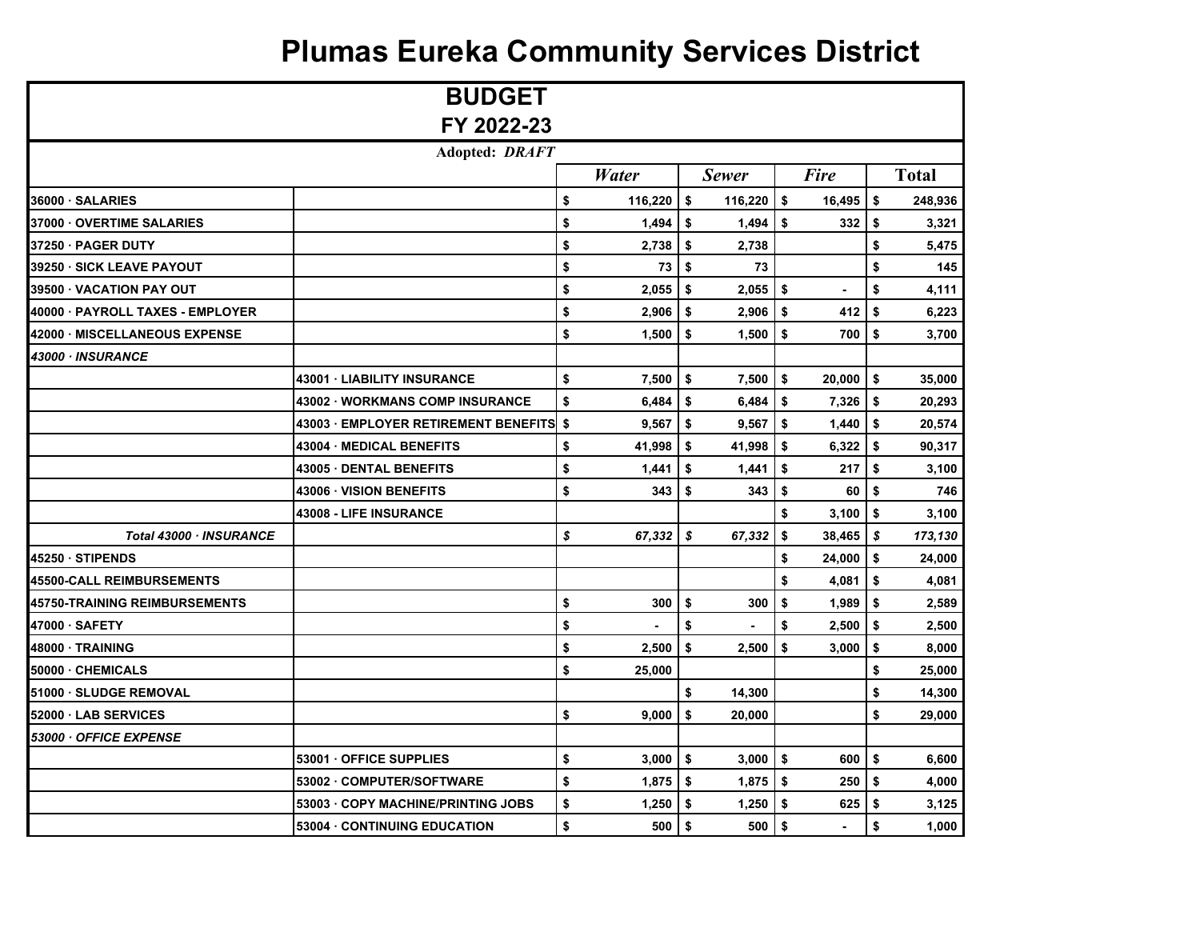# Plumas Eureka Community Services District

| BUDGET<br>FY 2022-23 | | | | | |
|---|---|---|---|---|---|
| **Adopted:** ***DRAFT*** | | | | | |
| | | ***Water*** | ***Sewer*** | ***Fire*** | **Total** |
| **36000 · SALARIES** | | $ 116,220 | $ 116,220 | $ 16,495 | $ 248,936 |
| **37000 · OVERTIME SALARIES** | | $ 1,494 | $ 1,494 | $ 332 | $ 3,321 |
| **37250 · PAGER DUTY** | | $ 2,738 | $ 2,738 | | $ 5,475 |
| **39250 · SICK LEAVE PAYOUT** | | $ 73 | $ 73 | | $ 145 |
| **39500 · VACATION PAY OUT** | | $ 2,055 | $ 2,055 | $ - | $ 4,111 |
| **40000 · PAYROLL TAXES - EMPLOYER** | | $ 2,906 | $ 2,906 | $ 412 | $ 6,223 |
| **42000 · MISCELLANEOUS EXPENSE** | | $ 1,500 | $ 1,500 | $ 700 | $ 3,700 |
| ***43000 · INSURANCE*** | | | | | |
| | **43001 · LIABILITY INSURANCE** | $ 7,500 | $ 7,500 | $ 20,000 | $ 35,000 |
| | **43002 · WORKMANS COMP INSURANCE** | $ 6,484 | $ 6,484 | $ 7,326 | $ 20,293 |
| | **43003 · EMPLOYER RETIREMENT BENEFITS** | $ 9,567 | $ 9,567 | $ 1,440 | $ 20,574 |
| | **43004 · MEDICAL BENEFITS** | $ 41,998 | $ 41,998 | $ 6,322 | $ 90,317 |
| | **43005 · DENTAL BENEFITS** | $ 1,441 | $ 1,441 | $ 217 | $ 3,100 |
| | **43006 · VISION BENEFITS** | $ 343 | $ 343 | $ 60 | $ 746 |
| | **43008 - LIFE INSURANCE** | | | $ 3,100 | $ 3,100 |
| ***Total 43000 · INSURANCE*** | | ***$ 67,332*** | ***$ 67,332*** | **$ 38,465** | ***$ 173,130*** |
| **45250 · STIPENDS** | | | | $ 24,000 | $ 24,000 |
| **45500-CALL REIMBURSEMENTS** | | | | $ 4,081 | $ 4,081 |
| **45750-TRAINING REIMBURSEMENTS** | | $ 300 | $ 300 | $ 1,989 | $ 2,589 |
| **47000 · SAFETY** | | $ - | $ - | $ 2,500 | $ 2,500 |
| **48000 · TRAINING** | | $ 2,500 | $ 2,500 | $ 3,000 | $ 8,000 |
| **50000 · CHEMICALS** | | $ 25,000 | | | $ 25,000 |
| **51000 · SLUDGE REMOVAL** | | | $ 14,300 | | $ 14,300 |
| **52000 · LAB SERVICES** | | $ 9,000 | $ 20,000 | | $ 29,000 |
| ***53000 · OFFICE EXPENSE*** | | | | | |
| | **53001 · OFFICE SUPPLIES** | $ 3,000 | $ 3,000 | $ 600 | $ 6,600 |
| | **53002 · COMPUTER/SOFTWARE** | $ 1,875 | $ 1,875 | $ 250 | $ 4,000 |
| | **53003 · COPY MACHINE/PRINTING JOBS** | $ 1,250 | $ 1,250 | $ 625 | $ 3,125 |
| | **53004 · CONTINUING EDUCATION** | $ 500 | $ 500 | $ - | $ 1,000 |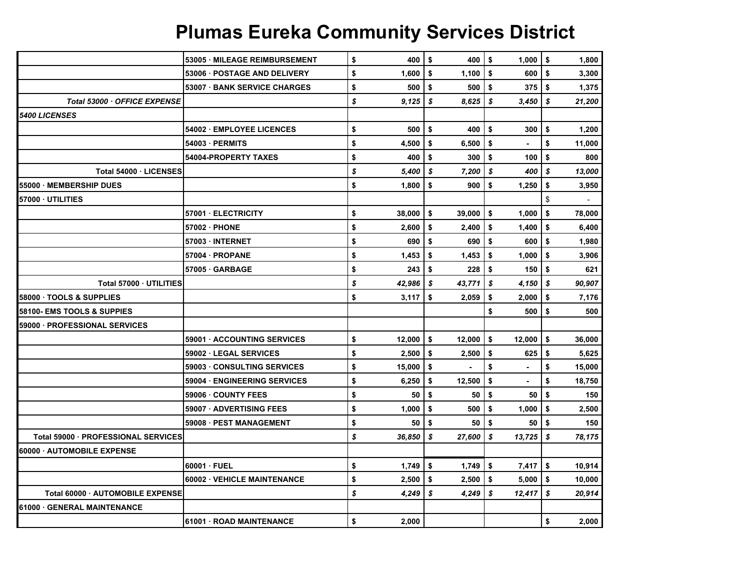# Plumas Eureka Community Services District

| | | | | | |
|---|---|---|---|---|---|
| | 53005 · MILEAGE REIMBURSEMENT | $ 400 | $ 400 | $ 1,000 | $ 1,800 |
| | 53006 · POSTAGE AND DELIVERY | $ 1,600 | $ 1,100 | $ 600 | $ 3,300 |
| | 53007 · BANK SERVICE CHARGES | $ 500 | $ 500 | $ 375 | $ 1,375 |
| *Total 53000 · OFFICE EXPENSE* | | *$ 9,125* | *$ 8,625* | *$ 3,450* | *$ 21,200* |
| *5400 LICENSES* | | | | | |
| | 54002 · EMPLOYEE LICENCES | $ 500 | $ 400 | $ 300 | $ 1,200 |
| | 54003 · PERMITS | $ 4,500 | $ 6,500 | $ - | $ 11,000 |
| | 54004-PROPERTY TAXES | $ 400 | $ 300 | $ 100 | $ 800 |
| Total 54000 · LICENSES | | *$ 5,400* | *$ 7,200* | *$ 400* | *$ 13,000* |
| 55000 · MEMBERSHIP DUES | | $ 1,800 | $ 900 | $ 1,250 | $ 3,950 |
| 57000 · UTILITIES | | | | | $ - |
| | 57001 · ELECTRICITY | $ 38,000 | $ 39,000 | $ 1,000 | $ 78,000 |
| | 57002 · PHONE | $ 2,600 | $ 2,400 | $ 1,400 | $ 6,400 |
| | 57003 · INTERNET | $ 690 | $ 690 | $ 600 | $ 1,980 |
| | 57004 · PROPANE | $ 1,453 | $ 1,453 | $ 1,000 | $ 3,906 |
| | 57005 · GARBAGE | $ 243 | $ 228 | $ 150 | $ 621 |
| Total 57000 · UTILITIES | | *$ 42,986* | *$ 43,771* | *$ 4,150* | *$ 90,907* |
| 58000 · TOOLS & SUPPLIES | | $ 3,117 | $ 2,059 | $ 2,000 | $ 7,176 |
| 58100- EMS TOOLS & SUPPIES | | | | $ 500 | $ 500 |
| 59000 · PROFESSIONAL SERVICES | | | | | |
| | 59001 · ACCOUNTING SERVICES | $ 12,000 | $ 12,000 | $ 12,000 | $ 36,000 |
| | 59002 · LEGAL SERVICES | $ 2,500 | $ 2,500 | $ 625 | $ 5,625 |
| | 59003 · CONSULTING SERVICES | $ 15,000 | $ - | $ - | $ 15,000 |
| | 59004 · ENGINEERING SERVICES | $ 6,250 | $ 12,500 | $ - | $ 18,750 |
| | 59006 · COUNTY FEES | $ 50 | $ 50 | $ 50 | $ 150 |
| | 59007 · ADVERTISING FEES | $ 1,000 | $ 500 | $ 1,000 | $ 2,500 |
| | 59008 · PEST MANAGEMENT | $ 50 | $ 50 | $ 50 | $ 150 |
| Total 59000 · PROFESSIONAL SERVICES | | *$ 36,850* | *$ 27,600* | *$ 13,725* | *$ 78,175* |
| 60000 · AUTOMOBILE EXPENSE | | | | | |
| | 60001 · FUEL | $ 1,749 | $ 1,749 | $ 7,417 | $ 10,914 |
| | 60002 · VEHICLE MAINTENANCE | $ 2,500 | $ 2,500 | $ 5,000 | $ 10,000 |
| Total 60000 · AUTOMOBILE EXPENSE | | *$ 4,249* | *$ 4,249* | *$ 12,417* | *$ 20,914* |
| 61000 · GENERAL MAINTENANCE | | | | | |
| | 61001 · ROAD MAINTENANCE | $ 2,000 | | | $ 2,000 |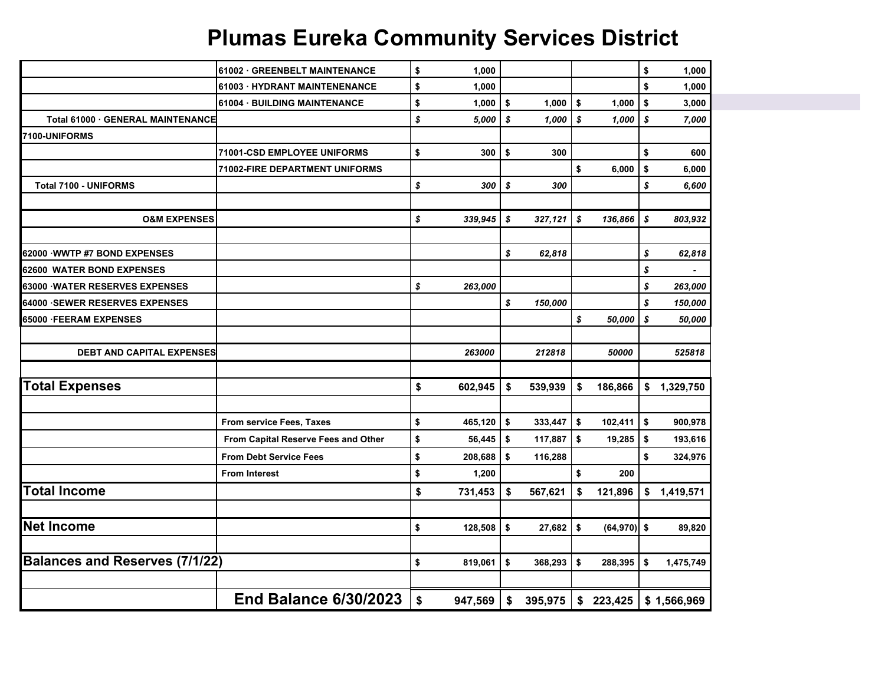# Plumas Eureka Community Services District

| | | | | | |
|---|---|---|---|---|---|
| | 61002 · GREENBELT MAINTENANCE | $ 1,000 | | | $ 1,000 |
| | 61003 · HYDRANT MAINTENENANCE | $ 1,000 | | | $ 1,000 |
| | 61004 · BUILDING MAINTENANCE | $ 1,000 | $ 1,000 | $ 1,000 | $ 3,000 |
| **Total 61000 · GENERAL MAINTENANCE** | | ***$ 5,000*** | ***$ 1,000*** | ***$ 1,000*** | ***$ 7,000*** |
| **7100-UNIFORMS** | | | | | |
| | 71001-CSD EMPLOYEE UNIFORMS | $ 300 | $ 300 | | $ 600 |
| | 71002-FIRE DEPARTMENT UNIFORMS | | | $ 6,000 | $ 6,000 |
| **Total 7100 - UNIFORMS** | | ***$ 300*** | ***$ 300*** | | ***$ 6,600*** |
| | | | | | |
| **O&M EXPENSES** | | ***$ 339,945*** | ***$ 327,121*** | ***$ 136,866*** | ***$ 803,932*** |
| | | | | | |
| **62000 ·WWTP #7 BOND EXPENSES** | | | ***$ 62,818*** | | ***$ 62,818*** |
| **62600 WATER BOND EXPENSES** | | | | | ***$ -*** |
| **63000 ·WATER RESERVES EXPENSES** | | ***$ 263,000*** | | | ***$ 263,000*** |
| **64000 ·SEWER RESERVES EXPENSES** | | | ***$ 150,000*** | | ***$ 150,000*** |
| **65000 ·FEERAM EXPENSES** | | | | ***$ 50,000*** | ***$ 50,000*** |
| | | | | | |
| **DEBT AND CAPITAL EXPENSES** | | ***263000*** | ***212818*** | ***50000*** | ***525818*** |
| | | | | | |
| **Total Expenses** | | **$ 602,945** | **$ 539,939** | **$ 186,866** | **$ 1,329,750** |
| | | | | | |
| | **From service Fees, Taxes** | **$ 465,120** | **$ 333,447** | **$ 102,411** | **$ 900,978** |
| | **From Capital Reserve Fees and Other** | **$ 56,445** | **$ 117,887** | **$ 19,285** | **$ 193,616** |
| | **From Debt Service Fees** | **$ 208,688** | **$ 116,288** | | **$ 324,976** |
| | **From Interest** | **$ 1,200** | | **$ 200** | |
| **Total Income** | | **$ 731,453** | **$ 567,621** | **$ 121,896** | **$ 1,419,571** |
| | | | | | |
| **Net Income** | | **$ 128,508** | **$ 27,682** | **$ (64,970)** | **$ 89,820** |
| | | | | | |
| **Balances and Reserves (7/1/22)** | | **$ 819,061** | **$ 368,293** | **$ 288,395** | **$ 1,475,749** |
| | | | | | |
| | **End Balance 6/30/2023** | **$ 947,569** | **$ 395,975** | **$ 223,425** | **$ 1,566,969** |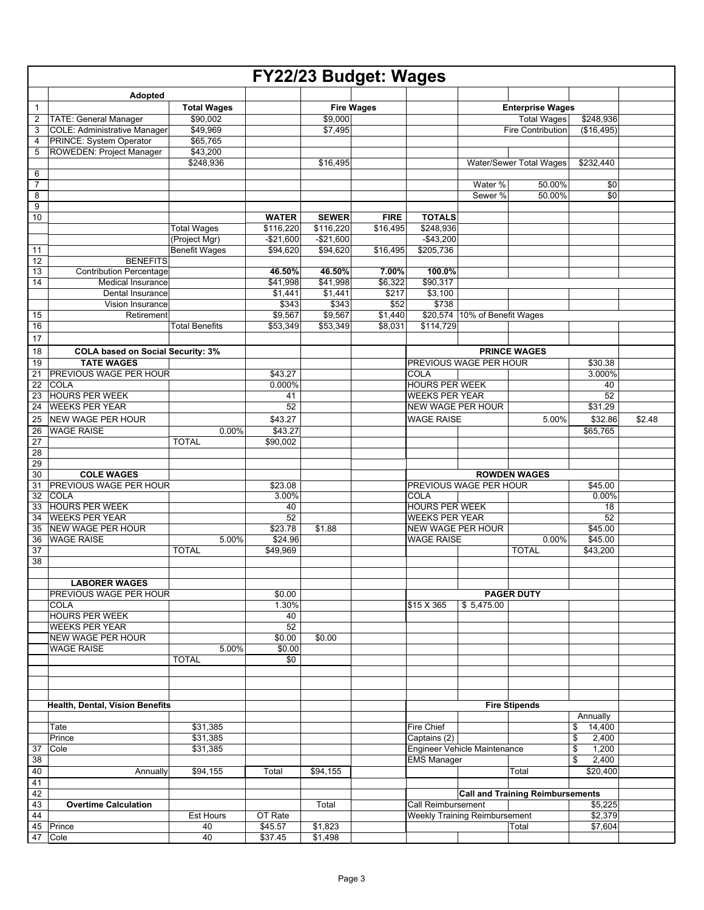# FY22/23 Budget: Wages

| | Adopted | | | | | | | | | |
|---|---|---|---|---|---|---|---|---|---|---|
| 1 | | Total Wages | | Fire Wages | | | | Enterprise Wages | | |
| 2 | TATE: General Manager | $90,002 | | $9,000 | | | | Total Wages | $248,936 | |
| 3 | COLE: Administrative Manager | $49,969 | | $7,495 | | | | Fire Contribution | ($16,495) | |
| 4 | PRINCE: System Operator | $65,765 | | | | | | | | |
| 5 | ROWEDEN: Project Manager | $43,200 | | | | | | | | |
| | | $248,936 | | $16,495 | | | Water/Sewer Total Wages | | $232,440 | |
| 6 | | | | | | | | | | |
| 7 | | | | | | | Water % | 50.00% | $0 | |
| 8 | | | | | | | Sewer % | 50.00% | $0 | |
| 9 | | | | | | | | | | |
| 10 | | | **WATER** | **SEWER** | **FIRE** | **TOTALS** | | | | |
| | | Total Wages | $116,220 | $116,220 | $16,495 | $248,936 | | | | |
| | | (Project Mgr) | -$21,600 | -$21,600 | | -$43,200 | | | | |
| 11 | | Benefit Wages | $94,620 | $94,620 | $16,495 | $205,736 | | | | |
| 12 | BENEFITS | | | | | | | | | |
| 13 | Contribution Percentage | | **46.50%** | **46.50%** | **7.00%** | **100.0%** | | | | |
| 14 | Medical Insurance | | $41,998 | $41,998 | $6,322 | $90,317 | | | | |
| | Dental Insurance | | $1,441 | $1,441 | $217 | $3,100 | | | | |
| | Vision Insurance | | $343 | $343 | $52 | $738 | | | | |
| 15 | Retirement | | $9,567 | $9,567 | $1,440 | $20,574 | 10% of Benefit Wages | | | |
| 16 | | Total Benefits | $53,349 | $53,349 | $8,031 | $114,729 | | | | |
| 17 | | | | | | | | | | |
| 18 | **COLA based on Social Security: 3%** | | | | | **PRINCE WAGES** | | | | |
| 19 | **TATE WAGES** | | | | | PREVIOUS WAGE PER HOUR | | | $30.38 | |
| 21 | PREVIOUS WAGE PER HOUR | | $43.27 | | | COLA | | | 3.000% | |
| 22 | COLA | | 0.000% | | | HOURS PER WEEK | | | 40 | |
| 23 | HOURS PER WEEK | | 41 | | | WEEKS PER YEAR | | | 52 | |
| 24 | WEEKS PER YEAR | | 52 | | | NEW WAGE PER HOUR | | | $31.29 | |
| 25 | NEW WAGE PER HOUR | | $43.27 | | | WAGE RAISE | | 5.00% | $32.86 | $2.48 |
| 26 | WAGE RAISE | 0.00% | $43.27 | | | | | | $65,765 | |
| 27 | | TOTAL | $90,002 | | | | | | | |
| 28 | | | | | | | | | | |
| 29 | | | | | | | | | | |
| 30 | **COLE WAGES** | | | | | **ROWDEN WAGES** | | | | |
| 31 | PREVIOUS WAGE PER HOUR | | $23.08 | | | PREVIOUS WAGE PER HOUR | | | $45.00 | |
| 32 | COLA | | 3.00% | | | COLA | | | 0.00% | |
| 33 | HOURS PER WEEK | | 40 | | | HOURS PER WEEK | | | 18 | |
| 34 | WEEKS PER YEAR | | 52 | | | WEEKS PER YEAR | | | 52 | |
| 35 | NEW WAGE PER HOUR | | $23.78 | $1.88 | | NEW WAGE PER HOUR | | | $45.00 | |
| 36 | WAGE RAISE | 5.00% | $24.96 | | | WAGE RAISE | | 0.00% | $45.00 | |
| 37 | | TOTAL | $49,969 | | | | | TOTAL | $43,200 | |
| 38 | | | | | | | | | | |
| | **LABORER WAGES** | | | | | | | | | |
| | PREVIOUS WAGE PER HOUR | | $0.00 | | | **PAGER DUTY** | | | | |
| | COLA | | 1.30% | | | $15 X 365 | $ 5,475.00 | | | |
| | HOURS PER WEEK | | 40 | | | | | | | |
| | WEEKS PER YEAR | | 52 | | | | | | | |
| | NEW WAGE PER HOUR | | $0.00 | $0.00 | | | | | | |
| | WAGE RAISE | 5.00% | $0.00 | | | | | | | |
| | | TOTAL | $0 | | | | | | | |
| | | | | | | | | | | |
| | **Health, Dental, Vision Benefits** | | | | | **Fire Stipends** | | | | |
| | | | | | | | | | Annually | |
| | Tate | $31,385 | | | | Fire Chief | | | $ 14,400 | |
| | Prince | $31,385 | | | | Captains (2) | | | $ 2,400 | |
| 37 | Cole | $31,385 | | | | Engineer Vehicle Maintenance | | | $ 1,200 | |
| 38 | | | | | | EMS Manager | | | $ 2,400 | |
| 40 | Annually | $94,155 | Total | $94,155 | | | | Total | $20,400 | |
| 41 | | | | | | | | | | |
| 42 | | | | | | **Call and Training Reimbursements** | | | | |
| 43 | **Overtime Calculation** | | | Total | | Call Reimbursement | | | $5,225 | |
| 44 | | Est Hours | OT Rate | | | Weekly Training Reimbursement | | | $2,379 | |
| 45 | Prince | 40 | $45.57 | $1,823 | | | | Total | $7,604 | |
| 47 | Cole | 40 | $37.45 | $1,498 | | | | | | |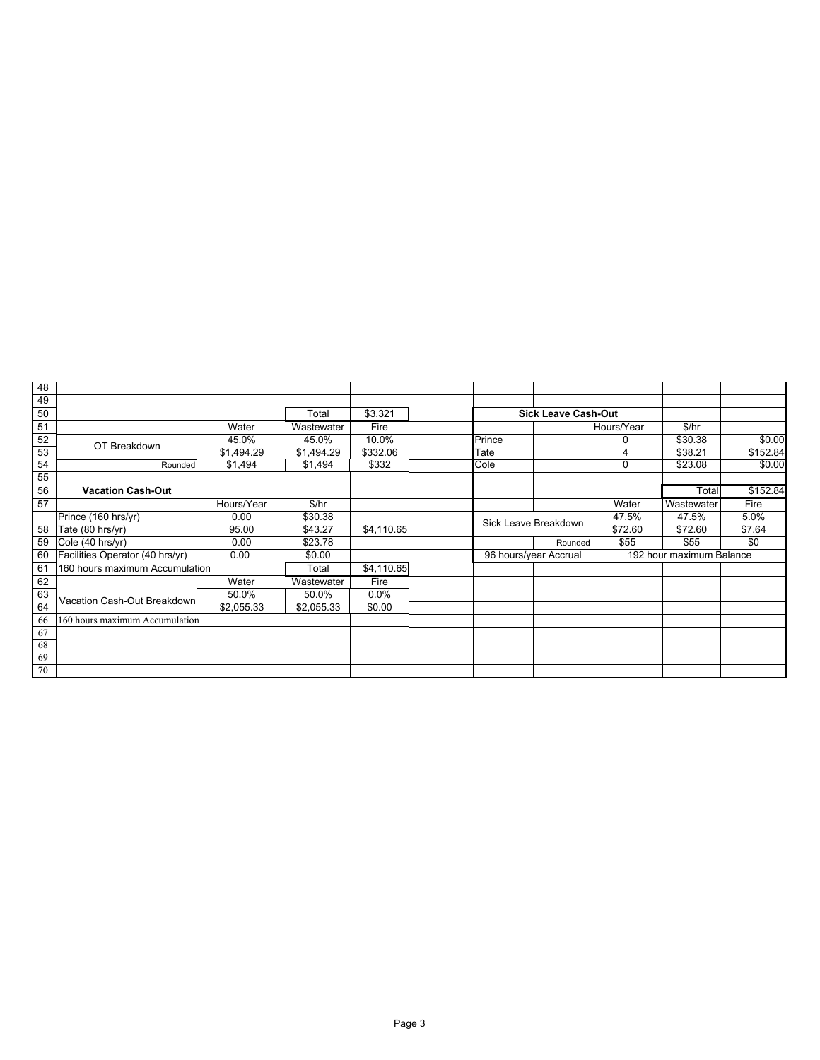| 48 | | | | | | | | | | |
|---|---|---|---|---|---|---|---|---|---|---|
| 49 | | | | | | | | | | |
| 50 | | | Total | $3,321 | | **Sick Leave Cash-Out** | | | | |
| 51 | | Water | Wastewater | Fire | | | | Hours/Year | $/hr | |
| 52 | OT Breakdown | 45.0% | 45.0% | 10.0% | | Prince | | 0 | $30.38 | $0.00 |
| 53 | | $1,494.29 | $1,494.29 | $332.06 | | Tate | | 4 | $38.21 | $152.84 |
| 54 | Rounded | $1,494 | $1,494 | $332 | | Cole | | 0 | $23.08 | $0.00 |
| 55 | | | | | | | | | | |
| 56 | **Vacation Cash-Out** | | | | | | | | Total | $152.84 |
| 57 | | Hours/Year | $/hr | | | | | Water | Wastewater | Fire |
| | Prince (160 hrs/yr) | 0.00 | $30.38 | | | Sick Leave Breakdown | | 47.5% | 47.5% | 5.0% |
| 58 | Tate (80 hrs/yr) | 95.00 | $43.27 | $4,110.65 | | | | $72.60 | $72.60 | $7.64 |
| 59 | Cole (40 hrs/yr) | 0.00 | $23.78 | | | | Rounded | $55 | $55 | $0 |
| 60 | Facilities Operator (40 hrs/yr) | 0.00 | $0.00 | | | 96 hours/year Accrual | | 192 hour maximum Balance | | |
| 61 | 160 hours maximum Accumulation | | Total | $4,110.65 | | | | | | |
| 62 | | Water | Wastewater | Fire | | | | | | |
| 63 | Vacation Cash-Out Breakdown | 50.0% | 50.0% | 0.0% | | | | | | |
| 64 | | $2,055.33 | $2,055.33 | $0.00 | | | | | | |
| 66 | 160 hours maximum Accumulation | | | | | | | | | |
| 67 | | | | | | | | | | |
| 68 | | | | | | | | | | |
| 69 | | | | | | | | | | |
| 70 | | | | | | | | | | |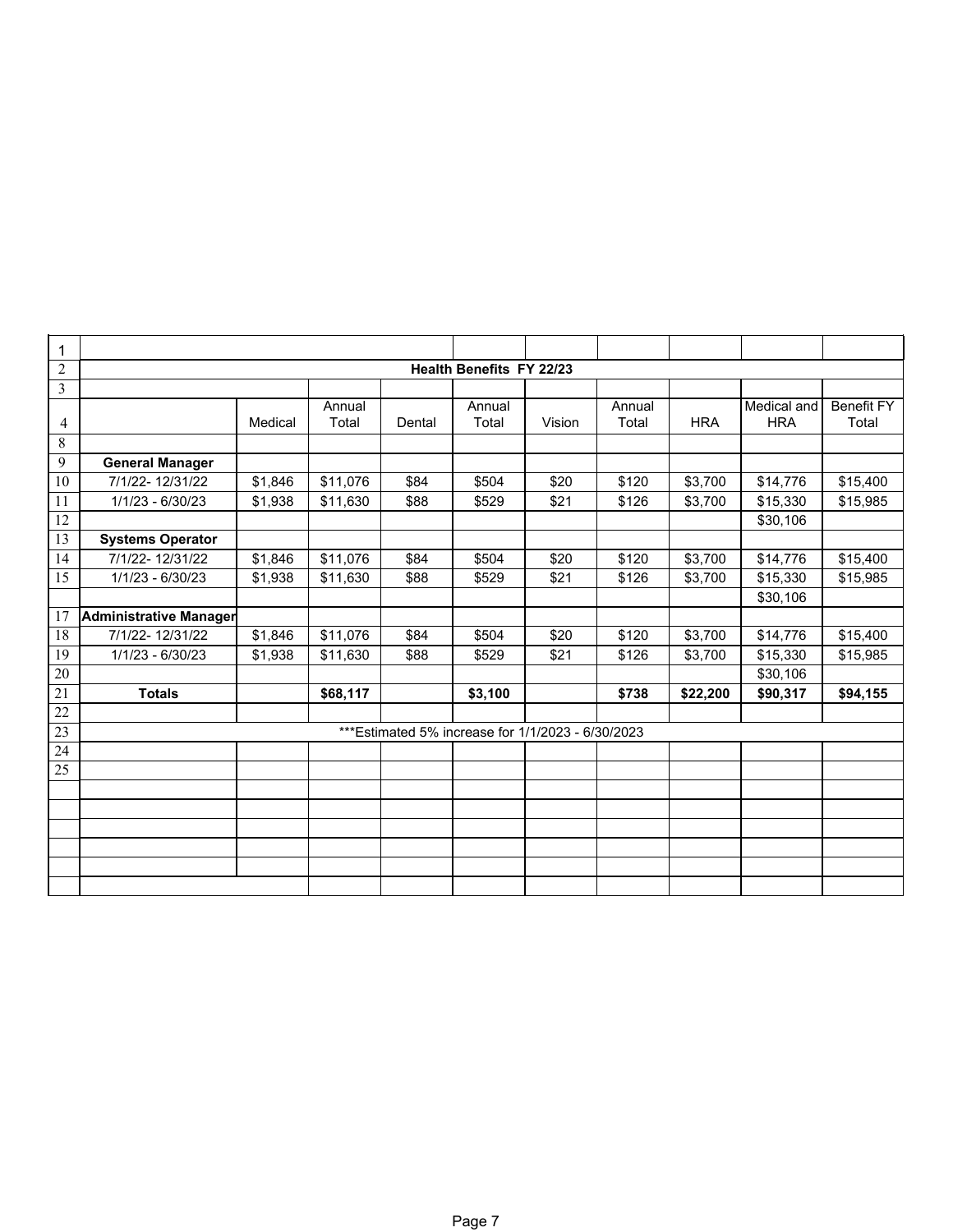## Health Benefits FY 22/23

| | Medical | Annual Total | Dental | Annual Total | Vision | Annual Total | HRA | Medical and HRA | Benefit FY Total |
|---|---|---|---|---|---|---|---|---|---|
| **General Manager** | | | | | | | | | |
| 7/1/22- 12/31/22 | $1,846 | $11,076 | $84 | $504 | $20 | $120 | $3,700 | $14,776 | $15,400 |
| 1/1/23 - 6/30/23 | $1,938 | $11,630 | $88 | $529 | $21 | $126 | $3,700 | $15,330 | $15,985 |
| | | | | | | | | $30,106 | |
| **Systems Operator** | | | | | | | | | |
| 7/1/22- 12/31/22 | $1,846 | $11,076 | $84 | $504 | $20 | $120 | $3,700 | $14,776 | $15,400 |
| 1/1/23 - 6/30/23 | $1,938 | $11,630 | $88 | $529 | $21 | $126 | $3,700 | $15,330 | $15,985 |
| | | | | | | | | $30,106 | |
| **Administrative Manager** | | | | | | | | | |
| 7/1/22- 12/31/22 | $1,846 | $11,076 | $84 | $504 | $20 | $120 | $3,700 | $14,776 | $15,400 |
| 1/1/23 - 6/30/23 | $1,938 | $11,630 | $88 | $529 | $21 | $126 | $3,700 | $15,330 | $15,985 |
| | | | | | | | | $30,106 | |
| **Totals** | | **$68,117** | | **$3,100** | | **$738** | **$22,200** | **$90,317** | **$94,155** |

***Estimated 5% increase for 1/1/2023 - 6/30/2023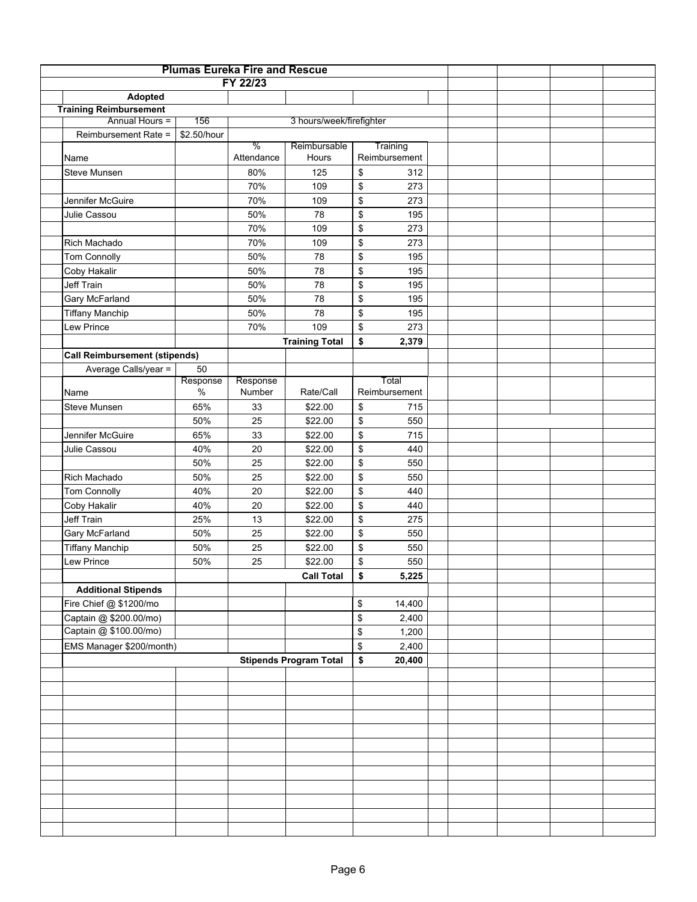# Plumas Eureka Fire and Rescue

## FY 22/23

### Adopted

**Training Reimbursement**

| | | | | |
|---|---|---|---|---|
| Annual Hours = | 156 | 3 hours/week/firefighter | | |
| Reimbursement Rate = | $2.50/hour | | | |
| Name | | % Attendance | Reimbursable Hours | Training Reimbursement |
| Steve Munsen | | 80% | 125 | $ 312 |
| | | 70% | 109 | $ 273 |
| Jennifer McGuire | | 70% | 109 | $ 273 |
| Julie Cassou | | 50% | 78 | $ 195 |
| | | 70% | 109 | $ 273 |
| Rich Machado | | 70% | 109 | $ 273 |
| Tom Connolly | | 50% | 78 | $ 195 |
| Coby Hakalir | | 50% | 78 | $ 195 |
| Jeff Train | | 50% | 78 | $ 195 |
| Gary McFarland | | 50% | 78 | $ 195 |
| Tiffany Manchip | | 50% | 78 | $ 195 |
| Lew Prince | | 70% | 109 | $ 273 |
| | | | **Training Total** | **$ 2,379** |

**Call Reimbursement (stipends)**

| | | | | |
|---|---|---|---|---|
| Average Calls/year = | 50 | | | |
| Name | Response % | Response Number | Rate/Call | Total Reimbursement |
| Steve Munsen | 65% | 33 | $22.00 | $ 715 |
| | 50% | 25 | $22.00 | $ 550 |
| Jennifer McGuire | 65% | 33 | $22.00 | $ 715 |
| Julie Cassou | 40% | 20 | $22.00 | $ 440 |
| | 50% | 25 | $22.00 | $ 550 |
| Rich Machado | 50% | 25 | $22.00 | $ 550 |
| Tom Connolly | 40% | 20 | $22.00 | $ 440 |
| Coby Hakalir | 40% | 20 | $22.00 | $ 440 |
| Jeff Train | 25% | 13 | $22.00 | $ 275 |
| Gary McFarland | 50% | 25 | $22.00 | $ 550 |
| Tiffany Manchip | 50% | 25 | $22.00 | $ 550 |
| Lew Prince | 50% | 25 | $22.00 | $ 550 |
| | | | **Call Total** | **$ 5,225** |

**Additional Stipends**

| | |
|---|---|
| Fire Chief @ $1200/mo | $ 14,400 |
| Captain @ $200.00/mo) | $ 2,400 |
| Captain @ $100.00/mo) | $ 1,200 |
| EMS Manager $200/month) | $ 2,400 |
| **Stipends Program Total** | **$ 20,400** |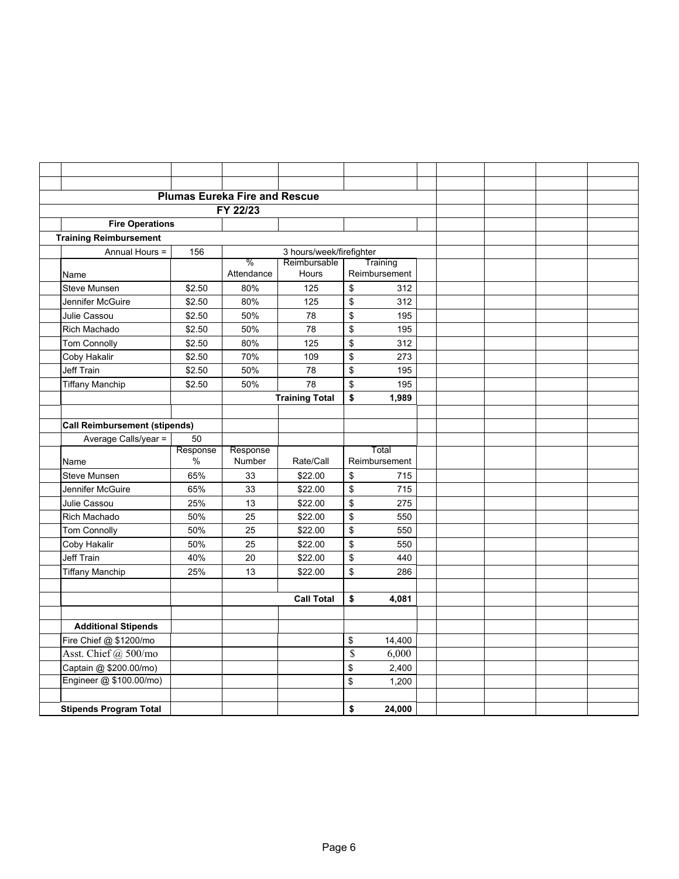## Plumas Eureka Fire and Rescue

### FY 22/23

**Fire Operations**

**Training Reimbursement**

| Annual Hours = | 156 | 3 hours/week/firefighter | | |
|---|---|---|---|---|
| Name | | % Attendance | Reimbursable Hours | Training Reimbursement |
| Steve Munsen | $2.50 | 80% | 125 | $ 312 |
| Jennifer McGuire | $2.50 | 80% | 125 | $ 312 |
| Julie Cassou | $2.50 | 50% | 78 | $ 195 |
| Rich Machado | $2.50 | 50% | 78 | $ 195 |
| Tom Connolly | $2.50 | 80% | 125 | $ 312 |
| Coby Hakalir | $2.50 | 70% | 109 | $ 273 |
| Jeff Train | $2.50 | 50% | 78 | $ 195 |
| Tiffany Manchip | $2.50 | 50% | 78 | $ 195 |
| | | | **Training Total** | **$ 1,989** |

**Call Reimbursement (stipends)**

| Average Calls/year = | 50 | | | |
|---|---|---|---|---|
| Name | Response % | Response Number | Rate/Call | Total Reimbursement |
| Steve Munsen | 65% | 33 | $22.00 | $ 715 |
| Jennifer McGuire | 65% | 33 | $22.00 | $ 715 |
| Julie Cassou | 25% | 13 | $22.00 | $ 275 |
| Rich Machado | 50% | 25 | $22.00 | $ 550 |
| Tom Connolly | 50% | 25 | $22.00 | $ 550 |
| Coby Hakalir | 50% | 25 | $22.00 | $ 550 |
| Jeff Train | 40% | 20 | $22.00 | $ 440 |
| Tiffany Manchip | 25% | 13 | $22.00 | $ 286 |
| | | | **Call Total** | **$ 4,081** |

**Additional Stipends**

| | |
|---|---|
| Fire Chief @ $1200/mo | $ 14,400 |
| Asst. Chief @ 500/mo | $ 6,000 |
| Captain @ $200.00/mo) | $ 2,400 |
| Engineer @ $100.00/mo) | $ 1,200 |
| **Stipends Program Total** | **$ 24,000** |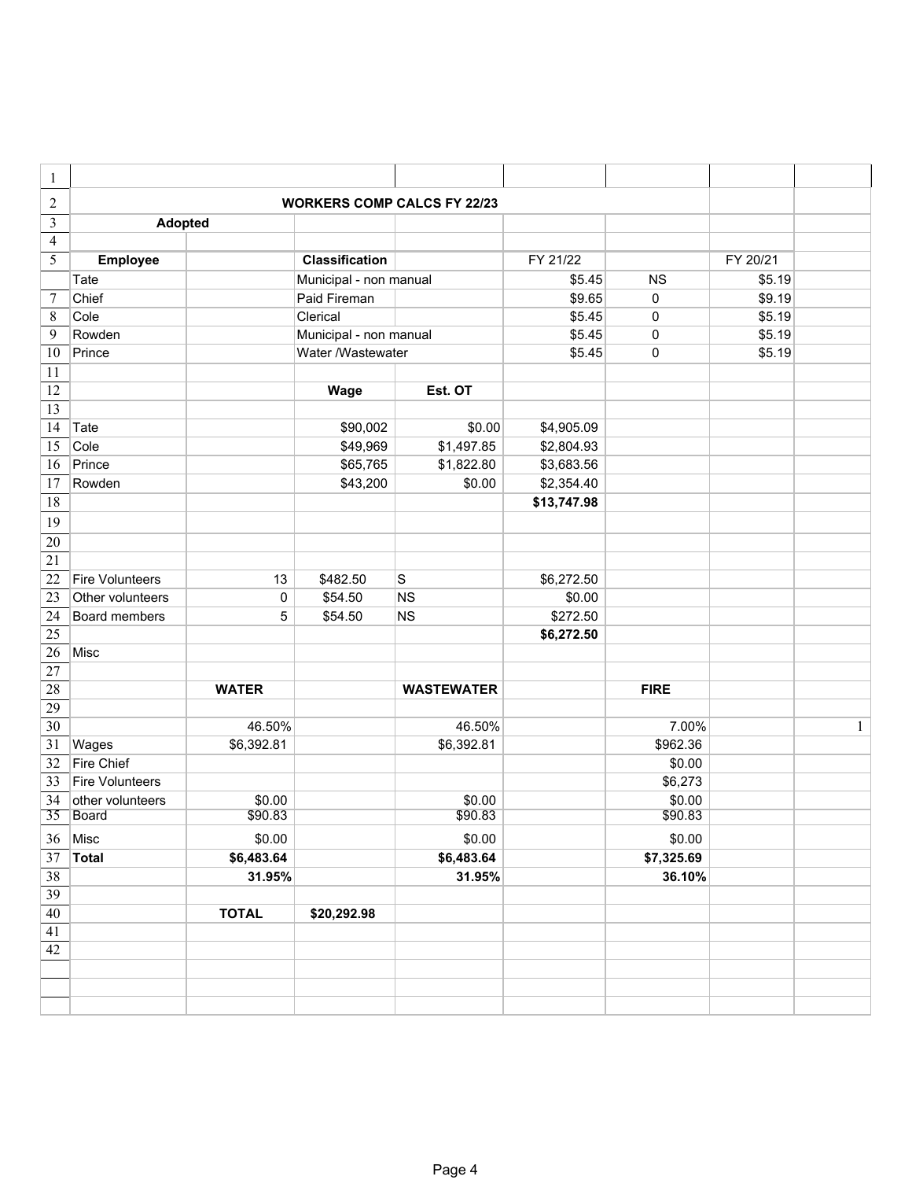## WORKERS COMP CALCS FY 22/23

**Adopted**

| Employee | | Classification | | FY 21/22 | | FY 20/21 | |
|---|---|---|---|---|---|---|---|
| Tate | | Municipal - non manual | | $5.45 | NS | $5.19 | |
| Chief | | Paid Fireman | | $9.65 | 0 | $9.19 | |
| Cole | | Clerical | | $5.45 | 0 | $5.19 | |
| Rowden | | Municipal - non manual | | $5.45 | 0 | $5.19 | |
| Prince | | Water /Wastewater | | $5.45 | 0 | $5.19 | |
| | | | | | | | |
| | | **Wage** | **Est. OT** | | | | |
| | | | | | | | |
| Tate | | $90,002 | $0.00 | $4,905.09 | | | |
| Cole | | $49,969 | $1,497.85 | $2,804.93 | | | |
| Prince | | $65,765 | $1,822.80 | $3,683.56 | | | |
| Rowden | | $43,200 | $0.00 | $2,354.40 | | | |
| | | | | **$13,747.98** | | | |
| | | | | | | | |
| Fire Volunteers | 13 | $482.50 | S | $6,272.50 | | | |
| Other volunteers | 0 | $54.50 | NS | $0.00 | | | |
| Board members | 5 | $54.50 | NS | $272.50 | | | |
| | | | | **$6,272.50** | | | |
| Misc | | | | | | | |
| | | | | | | | |
| | **WATER** | | **WASTEWATER** | | **FIRE** | | |
| | | | | | | | |
| | 46.50% | | 46.50% | | 7.00% | | 1 |
| Wages | $6,392.81 | | $6,392.81 | | $962.36 | | |
| Fire Chief | | | | | $0.00 | | |
| Fire Volunteers | | | | | $6,273 | | |
| other volunteers | $0.00 | | $0.00 | | $0.00 | | |
| Board | $90.83 | | $90.83 | | $90.83 | | |
| Misc | $0.00 | | $0.00 | | $0.00 | | |
| **Total** | **$6,483.64** | | **$6,483.64** | | **$7,325.69** | | |
| | **31.95%** | | **31.95%** | | **36.10%** | | |
| | | | | | | | |
| | **TOTAL** | **$20,292.98** | | | | | |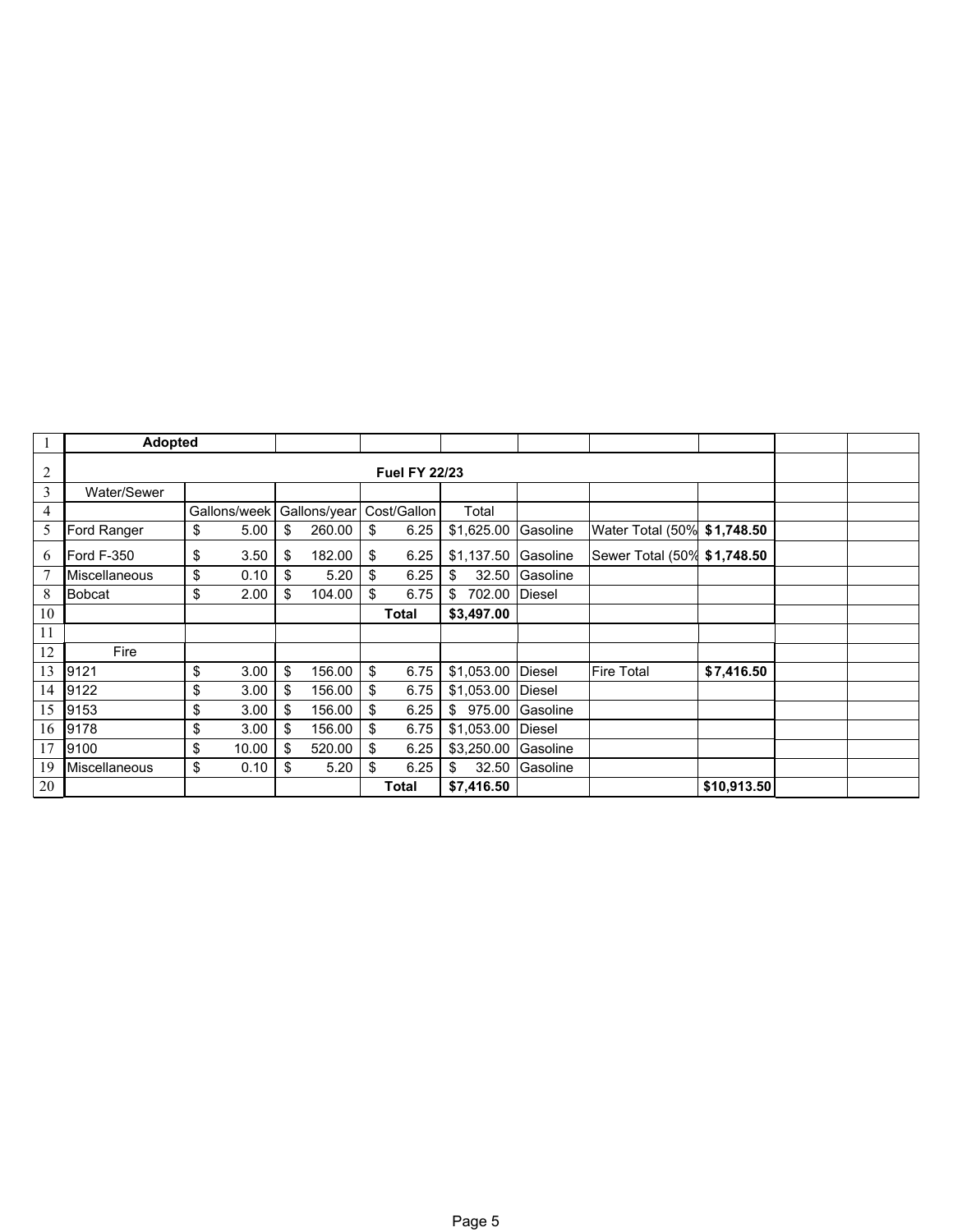| | | | | | | | | | | | |
|---|---|---|---|---|---|---|---|---|---|---|---|
| 1 | **Adopted** | | | | | | | | | | |
| 2 | | | | **Fuel FY 22/23** | | | | | | | |
| 3 | Water/Sewer | | | | | | | | | | |
| 4 | | Gallons/week | Gallons/year | Cost/Gallon | Total | | | | | | |
| 5 | Ford Ranger | $ 5.00 | $ 260.00 | $ 6.25 | $1,625.00 | Gasoline | Water Total (50% | **$1,748.50** | | | |
| 6 | Ford F-350 | $ 3.50 | $ 182.00 | $ 6.25 | $1,137.50 | Gasoline | Sewer Total (50% | **$1,748.50** | | | |
| 7 | Miscellaneous | $ 0.10 | $ 5.20 | $ 6.25 | $ 32.50 | Gasoline | | | | | |
| 8 | Bobcat | $ 2.00 | $ 104.00 | $ 6.75 | $ 702.00 | Diesel | | | | | |
| 10 | | | | **Total** | **$3,497.00** | | | | | | |
| 11 | | | | | | | | | | | |
| 12 | Fire | | | | | | | | | | |
| 13 | 9121 | $ 3.00 | $ 156.00 | $ 6.75 | $1,053.00 | Diesel | Fire Total | **$7,416.50** | | | |
| 14 | 9122 | $ 3.00 | $ 156.00 | $ 6.75 | $1,053.00 | Diesel | | | | | |
| 15 | 9153 | $ 3.00 | $ 156.00 | $ 6.25 | $ 975.00 | Gasoline | | | | | |
| 16 | 9178 | $ 3.00 | $ 156.00 | $ 6.75 | $1,053.00 | Diesel | | | | | |
| 17 | 9100 | $ 10.00 | $ 520.00 | $ 6.25 | $3,250.00 | Gasoline | | | | | |
| 19 | Miscellaneous | $ 0.10 | $ 5.20 | $ 6.25 | $ 32.50 | Gasoline | | | | | |
| 20 | | | | **Total** | **$7,416.50** | | | **$10,913.50** | | | |